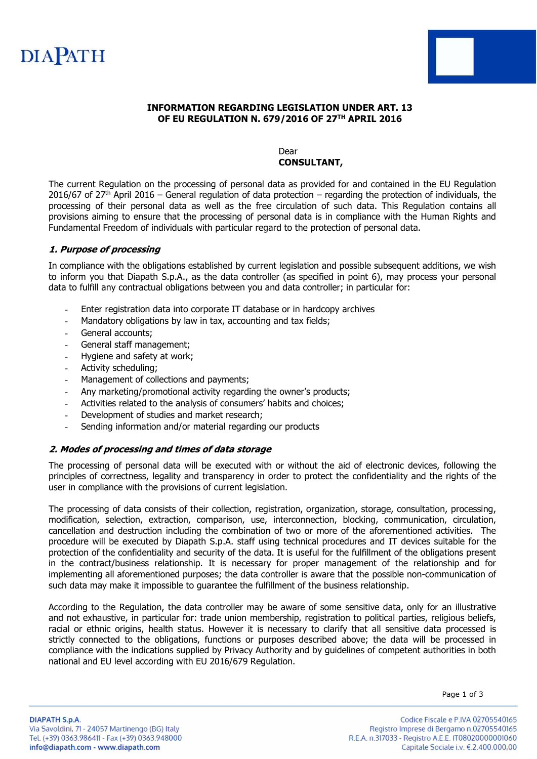DIAPATH

**INFORMATION REGARDING LEGISLATION UNDER ART. 13 OF EU REGULATION N. 679/2016 OF 27TH APRIL 2016**

Dear
**CONSULTANT,**

The current Regulation on the processing of personal data as provided for and contained in the EU Regulation 2016/67 of 27th April 2016 – General regulation of data protection – regarding the protection of individuals, the processing of their personal data as well as the free circulation of such data. This Regulation contains all provisions aiming to ensure that the processing of personal data is in compliance with the Human Rights and Fundamental Freedom of individuals with particular regard to the protection of personal data.

### *1. Purpose of processing*

In compliance with the obligations established by current legislation and possible subsequent additions, we wish to inform you that Diapath S.p.A., as the data controller (as specified in point 6), may process your personal data to fulfill any contractual obligations between you and data controller; in particular for:

- Enter registration data into corporate IT database or in hardcopy archives
- Mandatory obligations by law in tax, accounting and tax fields;
- General accounts;
- General staff management;
- Hygiene and safety at work;
- Activity scheduling;
- Management of collections and payments;
- Any marketing/promotional activity regarding the owner's products;
- Activities related to the analysis of consumers' habits and choices;
- Development of studies and market research;
- Sending information and/or material regarding our products

### *2. Modes of processing and times of data storage*

The processing of personal data will be executed with or without the aid of electronic devices, following the principles of correctness, legality and transparency in order to protect the confidentiality and the rights of the user in compliance with the provisions of current legislation.

The processing of data consists of their collection, registration, organization, storage, consultation, processing, modification, selection, extraction, comparison, use, interconnection, blocking, communication, circulation, cancellation and destruction including the combination of two or more of the aforementioned activities. The procedure will be executed by Diapath S.p.A. staff using technical procedures and IT devices suitable for the protection of the confidentiality and security of the data. It is useful for the fulfillment of the obligations present in the contract/business relationship. It is necessary for proper management of the relationship and for implementing all aforementioned purposes; the data controller is aware that the possible non-communication of such data may make it impossible to guarantee the fulfillment of the business relationship.

According to the Regulation, the data controller may be aware of some sensitive data, only for an illustrative and not exhaustive, in particular for: trade union membership, registration to political parties, religious beliefs, racial or ethnic origins, health status. However it is necessary to clarify that all sensitive data processed is strictly connected to the obligations, functions or purposes described above; the data will be processed in compliance with the indications supplied by Privacy Authority and by guidelines of competent authorities in both national and EU level according with EU 2016/679 Regulation.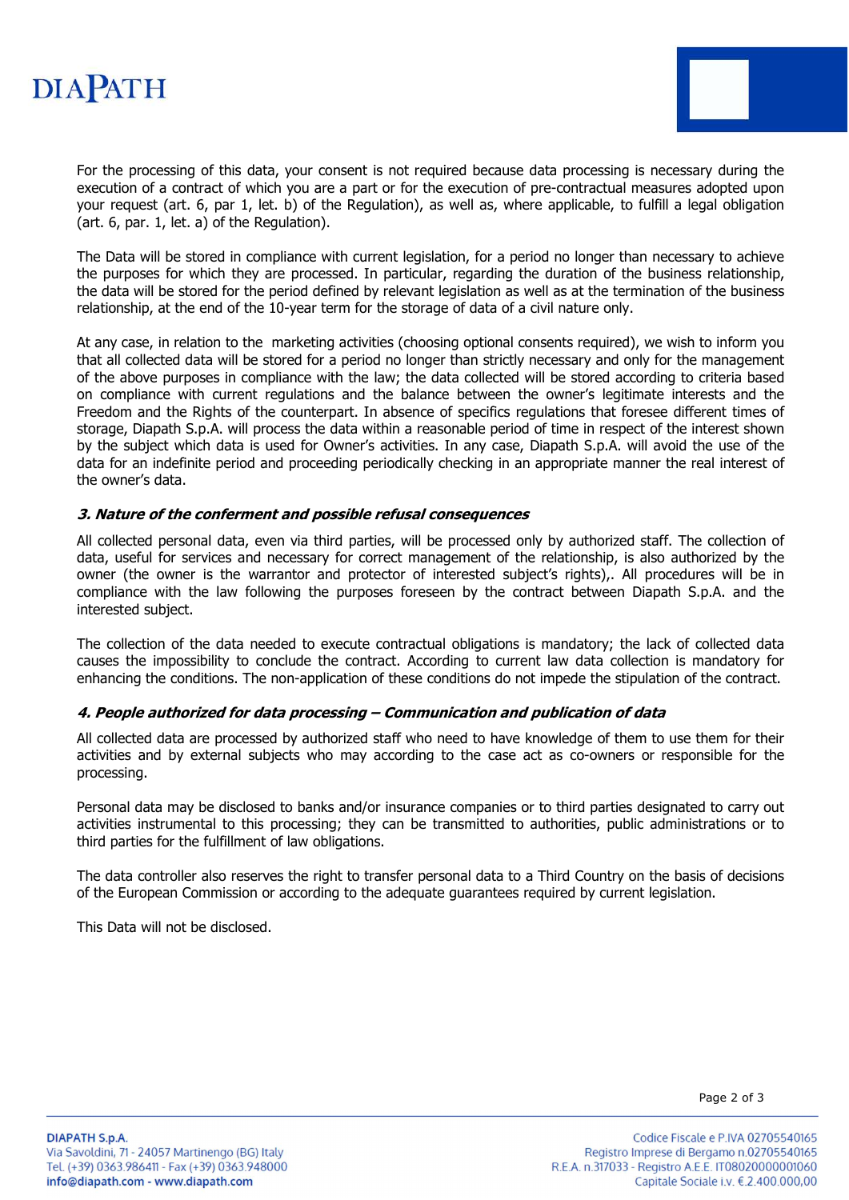For the processing of this data, your consent is not required because data processing is necessary during the execution of a contract of which you are a part or for the execution of pre-contractual measures adopted upon your request (art. 6, par 1, let. b) of the Regulation), as well as, where applicable, to fulfill a legal obligation (art. 6, par. 1, let. a) of the Regulation).

The Data will be stored in compliance with current legislation, for a period no longer than necessary to achieve the purposes for which they are processed. In particular, regarding the duration of the business relationship, the data will be stored for the period defined by relevant legislation as well as at the termination of the business relationship, at the end of the 10-year term for the storage of data of a civil nature only.

At any case, in relation to the marketing activities (choosing optional consents required), we wish to inform you that all collected data will be stored for a period no longer than strictly necessary and only for the management of the above purposes in compliance with the law; the data collected will be stored according to criteria based on compliance with current regulations and the balance between the owner's legitimate interests and the Freedom and the Rights of the counterpart. In absence of specifics regulations that foresee different times of storage, Diapath S.p.A. will process the data within a reasonable period of time in respect of the interest shown by the subject which data is used for Owner's activities. In any case, Diapath S.p.A. will avoid the use of the data for an indefinite period and proceeding periodically checking in an appropriate manner the real interest of the owner's data.

### *3. Nature of the conferment and possible refusal consequences*

All collected personal data, even via third parties, will be processed only by authorized staff. The collection of data, useful for services and necessary for correct management of the relationship, is also authorized by the owner (the owner is the warrantor and protector of interested subject's rights),. All procedures will be in compliance with the law following the purposes foreseen by the contract between Diapath S.p.A. and the interested subject.

The collection of the data needed to execute contractual obligations is mandatory; the lack of collected data causes the impossibility to conclude the contract. According to current law data collection is mandatory for enhancing the conditions. The non-application of these conditions do not impede the stipulation of the contract.

### *4. People authorized for data processing – Communication and publication of data*

All collected data are processed by authorized staff who need to have knowledge of them to use them for their activities and by external subjects who may according to the case act as co-owners or responsible for the processing.

Personal data may be disclosed to banks and/or insurance companies or to third parties designated to carry out activities instrumental to this processing; they can be transmitted to authorities, public administrations or to third parties for the fulfillment of law obligations.

The data controller also reserves the right to transfer personal data to a Third Country on the basis of decisions of the European Commission or according to the adequate guarantees required by current legislation.

This Data will not be disclosed.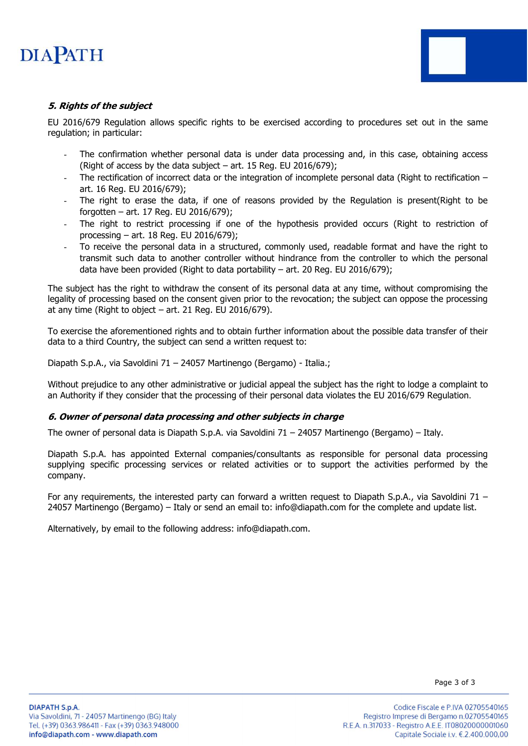### *5. Rights of the subject*

EU 2016/679 Regulation allows specific rights to be exercised according to procedures set out in the same regulation; in particular:

- The confirmation whether personal data is under data processing and, in this case, obtaining access (Right of access by the data subject – art. 15 Reg. EU 2016/679);
- The rectification of incorrect data or the integration of incomplete personal data (Right to rectification – art. 16 Reg. EU 2016/679);
- The right to erase the data, if one of reasons provided by the Regulation is present(Right to be forgotten – art. 17 Reg. EU 2016/679);
- The right to restrict processing if one of the hypothesis provided occurs (Right to restriction of processing – art. 18 Reg. EU 2016/679);
- To receive the personal data in a structured, commonly used, readable format and have the right to transmit such data to another controller without hindrance from the controller to which the personal data have been provided (Right to data portability – art. 20 Reg. EU 2016/679);

The subject has the right to withdraw the consent of its personal data at any time, without compromising the legality of processing based on the consent given prior to the revocation; the subject can oppose the processing at any time (Right to object – art. 21 Reg. EU 2016/679).

To exercise the aforementioned rights and to obtain further information about the possible data transfer of their data to a third Country, the subject can send a written request to:

Diapath S.p.A., via Savoldini 71 – 24057 Martinengo (Bergamo) - Italia.;

Without prejudice to any other administrative or judicial appeal the subject has the right to lodge a complaint to an Authority if they consider that the processing of their personal data violates the EU 2016/679 Regulation.

### *6. Owner of personal data processing and other subjects in charge*

The owner of personal data is Diapath S.p.A. via Savoldini 71 – 24057 Martinengo (Bergamo) – Italy.

Diapath S.p.A. has appointed External companies/consultants as responsible for personal data processing supplying specific processing services or related activities or to support the activities performed by the company.

For any requirements, the interested party can forward a written request to Diapath S.p.A., via Savoldini 71 – 24057 Martinengo (Bergamo) – Italy or send an email to: info@diapath.com for the complete and update list.

Alternatively, by email to the following address: info@diapath.com.